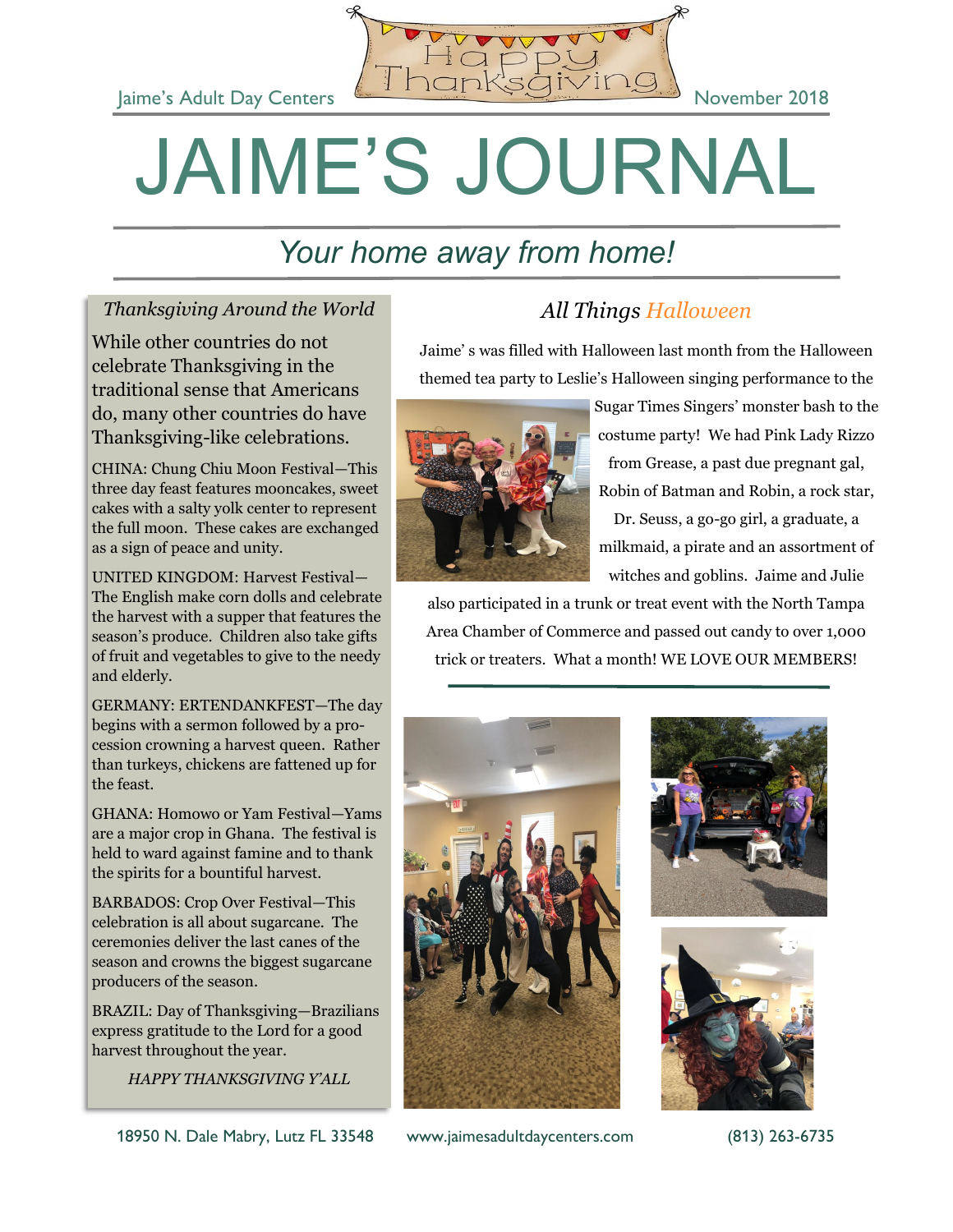Jaime's Adult Day Centers

Happy Thanksgiving

November 2018

# JAIME'S JOURNAL

## *Your home away from home!*

### *Thanksgiving Around the World*

While other countries do not celebrate Thanksgiving in the traditional sense that Americans do, many other countries do have Thanksgiving-like celebrations.

CHINA: Chung Chiu Moon Festival—This three day feast features mooncakes, sweet cakes with a salty yolk center to represent the full moon. These cakes are exchanged as a sign of peace and unity.

UNITED KINGDOM: Harvest Festival—The English make corn dolls and celebrate the harvest with a supper that features the season's produce. Children also take gifts of fruit and vegetables to give to the needy and elderly.

GERMANY: ERTENDANKFEST—The day begins with a sermon followed by a procession crowning a harvest queen. Rather than turkeys, chickens are fattened up for the feast.

GHANA: Homowo or Yam Festival—Yams are a major crop in Ghana. The festival is held to ward against famine and to thank the spirits for a bountiful harvest.

BARBADOS: Crop Over Festival—This celebration is all about sugarcane. The ceremonies deliver the last canes of the season and crowns the biggest sugarcane producers of the season.

BRAZIL: Day of Thanksgiving—Brazilians express gratitude to the Lord for a good harvest throughout the year.

*HAPPY THANKSGIVING Y'ALL*

### *All Things Halloween*

Jaime' s was filled with Halloween last month from the Halloween themed tea party to Leslie's Halloween singing performance to the Sugar Times Singers' monster bash to the costume party! We had Pink Lady Rizzo from Grease, a past due pregnant gal, Robin of Batman and Robin, a rock star, Dr. Seuss, a go-go girl, a graduate, a milkmaid, a pirate and an assortment of witches and goblins. Jaime and Julie also participated in a trunk or treat event with the North Tampa Area Chamber of Commerce and passed out candy to over 1,000 trick or treaters. What a month! WE LOVE OUR MEMBERS!

18950 N. Dale Mabry, Lutz FL 33548 | www.jaimesadultdaycenters.com | (813) 263-6735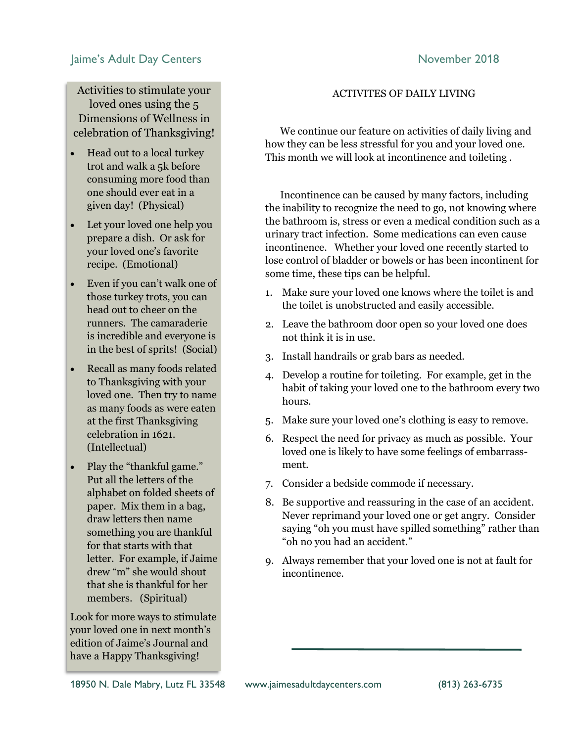Jaime's Adult Day Centers — November 2018

## Activities to stimulate your loved ones using the 5 Dimensions of Wellness in celebration of Thanksgiving!

- Head out to a local turkey trot and walk a 5k before consuming more food than one should ever eat in a given day! (Physical)
- Let your loved one help you prepare a dish. Or ask for your loved one's favorite recipe. (Emotional)
- Even if you can't walk one of those turkey trots, you can head out to cheer on the runners. The camaraderie is incredible and everyone is in the best of sprits! (Social)
- Recall as many foods related to Thanksgiving with your loved one. Then try to name as many foods as were eaten at the first Thanksgiving celebration in 1621. (Intellectual)
- Play the "thankful game." Put all the letters of the alphabet on folded sheets of paper. Mix them in a bag, draw letters then name something you are thankful for that starts with that letter. For example, if Jaime drew "m" she would shout that she is thankful for her members. (Spiritual)

Look for more ways to stimulate your loved one in next month's edition of Jaime's Journal and have a Happy Thanksgiving!

## ACTIVITES OF DAILY LIVING

We continue our feature on activities of daily living and how they can be less stressful for you and your loved one. This month we will look at incontinence and toileting .

Incontinence can be caused by many factors, including the inability to recognize the need to go, not knowing where the bathroom is, stress or even a medical condition such as a urinary tract infection. Some medications can even cause incontinence. Whether your loved one recently started to lose control of bladder or bowels or has been incontinent for some time, these tips can be helpful.

1. Make sure your loved one knows where the toilet is and the toilet is unobstructed and easily accessible.
2. Leave the bathroom door open so your loved one does not think it is in use.
3. Install handrails or grab bars as needed.
4. Develop a routine for toileting. For example, get in the habit of taking your loved one to the bathroom every two hours.
5. Make sure your loved one's clothing is easy to remove.
6. Respect the need for privacy as much as possible. Your loved one is likely to have some feelings of embarrassment.
7. Consider a bedside commode if necessary.
8. Be supportive and reassuring in the case of an accident. Never reprimand your loved one or get angry. Consider saying "oh you must have spilled something" rather than "oh no you had an accident."
9. Always remember that your loved one is not at fault for incontinence.

18950 N. Dale Mabry, Lutz FL 33548 — www.jaimesadultdaycenters.com — (813) 263-6735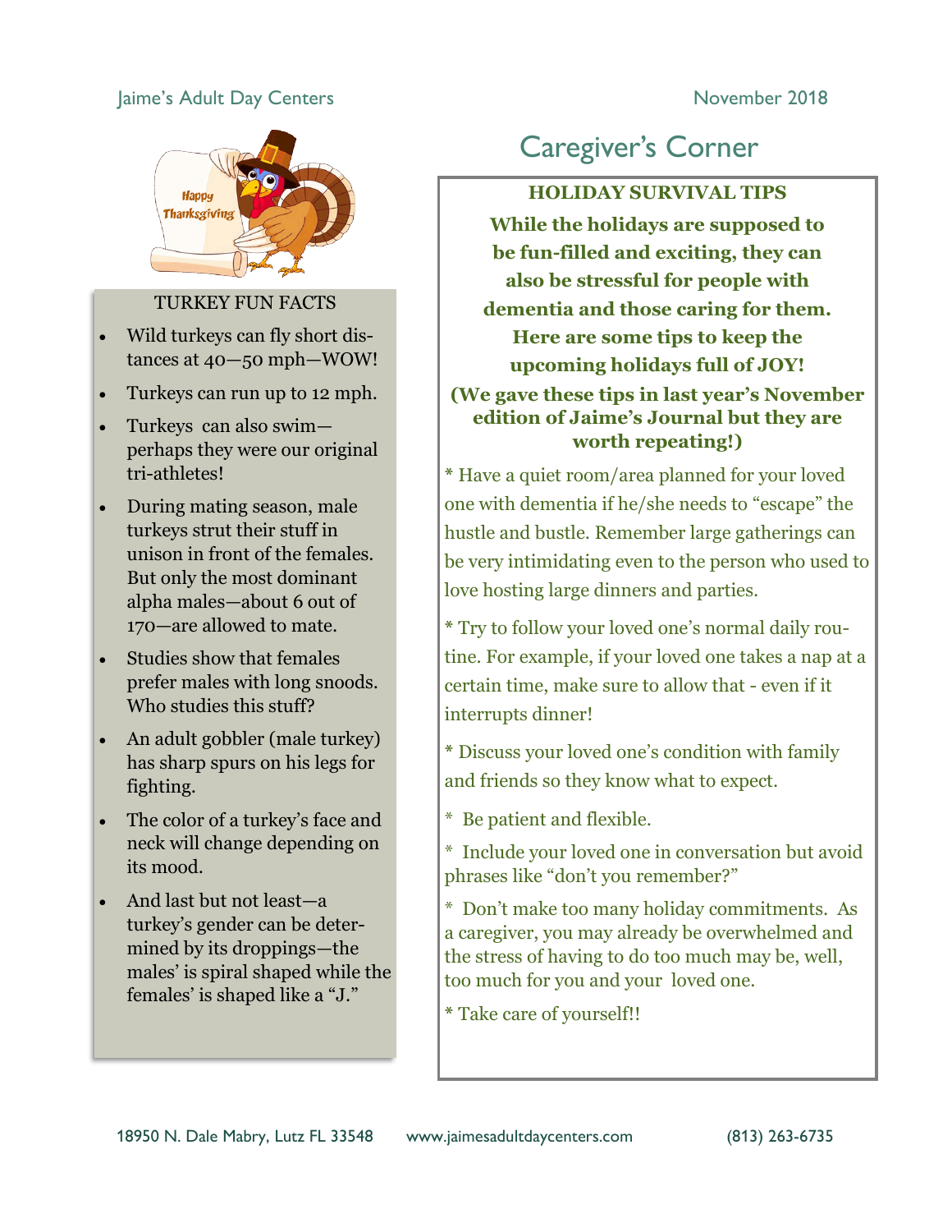Jaime's Adult Day Centers

November 2018

TURKEY FUN FACTS

- Wild turkeys can fly short distances at 40—50 mph—WOW!
- Turkeys can run up to 12 mph.
- Turkeys can also swim—perhaps they were our original tri-athletes!
- During mating season, male turkeys strut their stuff in unison in front of the females. But only the most dominant alpha males—about 6 out of 170—are allowed to mate.
- Studies show that females prefer males with long snoods. Who studies this stuff?
- An adult gobbler (male turkey) has sharp spurs on his legs for fighting.
- The color of a turkey's face and neck will change depending on its mood.
- And last but not least—a turkey's gender can be determined by its droppings—the males' is spiral shaped while the females' is shaped like a "J."

# Caregiver's Corner

**HOLIDAY SURVIVAL TIPS**

**While the holidays are supposed to be fun-filled and exciting, they can also be stressful for people with dementia and those caring for them. Here are some tips to keep the upcoming holidays full of JOY!**

**(We gave these tips in last year's November edition of Jaime's Journal but they are worth repeating!)**

* Have a quiet room/area planned for your loved one with dementia if he/she needs to "escape" the hustle and bustle. Remember large gatherings can be very intimidating even to the person who used to love hosting large dinners and parties.

* Try to follow your loved one's normal daily routine. For example, if your loved one takes a nap at a certain time, make sure to allow that - even if it interrupts dinner!

* Discuss your loved one's condition with family and friends so they know what to expect.

* Be patient and flexible.

* Include your loved one in conversation but avoid phrases like "don't you remember?"

* Don't make too many holiday commitments. As a caregiver, you may already be overwhelmed and the stress of having to do too much may be, well, too much for you and your loved one.

* Take care of yourself!!

18950 N. Dale Mabry, Lutz FL 33548 www.jaimesadultdaycenters.com (813) 263-6735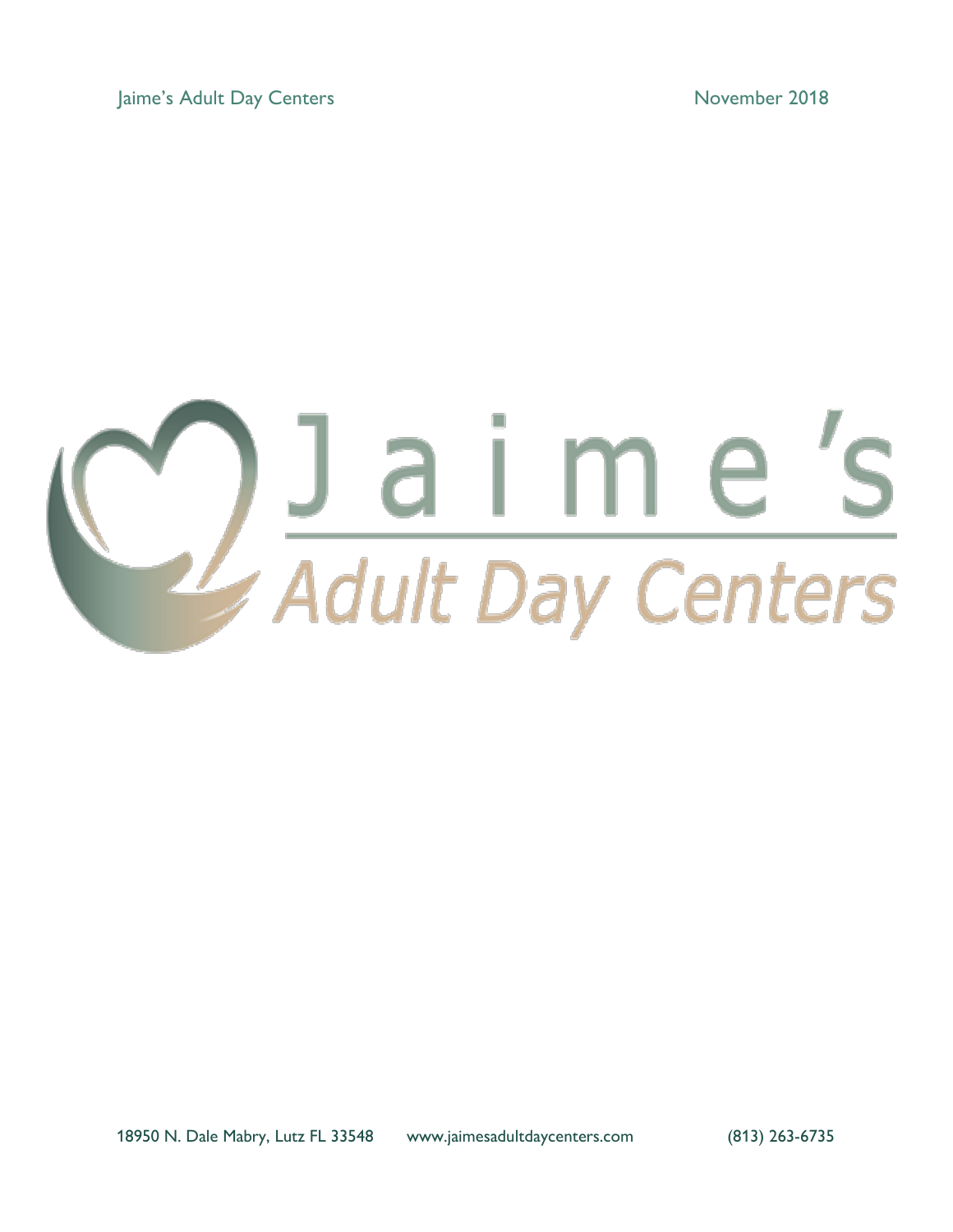Jaime's Adult Day Centers November 2018

# Jaime's

## Adult Day Centers

18950 N. Dale Mabry, Lutz FL 33548 www.jaimesadultdaycenters.com (813) 263-6735